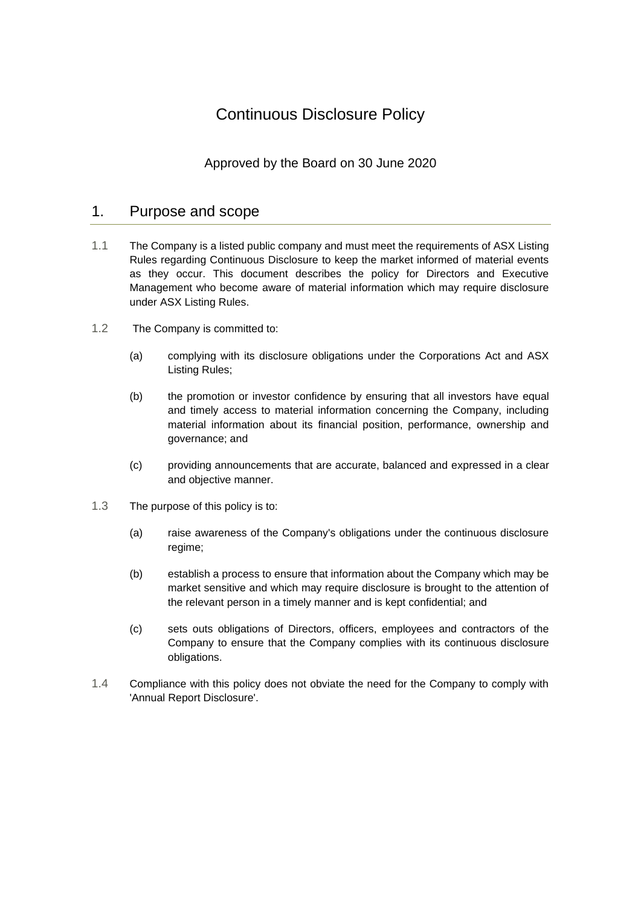# Continuous Disclosure Policy

Approved by the Board on 30 June 2020

## 1. Purpose and scope

1.1 The Company is a listed public company and must meet the requirements of ASX Listing Rules regarding Continuous Disclosure to keep the market informed of material events as they occur. This document describes the policy for Directors and Executive Management who become aware of material information which may require disclosure under ASX Listing Rules.

1.2 The Company is committed to:

(a) complying with its disclosure obligations under the Corporations Act and ASX Listing Rules;

(b) the promotion or investor confidence by ensuring that all investors have equal and timely access to material information concerning the Company, including material information about its financial position, performance, ownership and governance; and

(c) providing announcements that are accurate, balanced and expressed in a clear and objective manner.

1.3 The purpose of this policy is to:

(a) raise awareness of the Company's obligations under the continuous disclosure regime;

(b) establish a process to ensure that information about the Company which may be market sensitive and which may require disclosure is brought to the attention of the relevant person in a timely manner and is kept confidential; and

(c) sets outs obligations of Directors, officers, employees and contractors of the Company to ensure that the Company complies with its continuous disclosure obligations.

1.4 Compliance with this policy does not obviate the need for the Company to comply with 'Annual Report Disclosure'.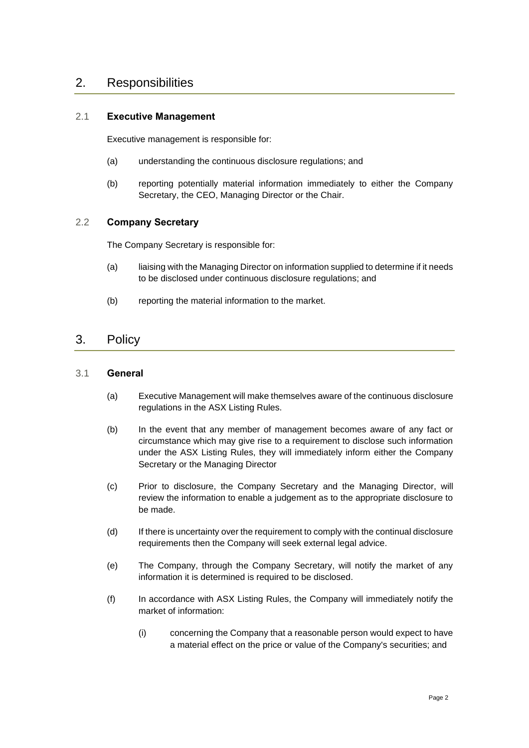## 2. Responsibilities

### 2.1 **Executive Management**

Executive management is responsible for:

(a) understanding the continuous disclosure regulations; and

(b) reporting potentially material information immediately to either the Company Secretary, the CEO, Managing Director or the Chair.

### 2.2 **Company Secretary**

The Company Secretary is responsible for:

(a) liaising with the Managing Director on information supplied to determine if it needs to be disclosed under continuous disclosure regulations; and

(b) reporting the material information to the market.

## 3. Policy

### 3.1 **General**

(a) Executive Management will make themselves aware of the continuous disclosure regulations in the ASX Listing Rules.

(b) In the event that any member of management becomes aware of any fact or circumstance which may give rise to a requirement to disclose such information under the ASX Listing Rules, they will immediately inform either the Company Secretary or the Managing Director

(c) Prior to disclosure, the Company Secretary and the Managing Director, will review the information to enable a judgement as to the appropriate disclosure to be made.

(d) If there is uncertainty over the requirement to comply with the continual disclosure requirements then the Company will seek external legal advice.

(e) The Company, through the Company Secretary, will notify the market of any information it is determined is required to be disclosed.

(f) In accordance with ASX Listing Rules, the Company will immediately notify the market of information:

(i) concerning the Company that a reasonable person would expect to have a material effect on the price or value of the Company's securities; and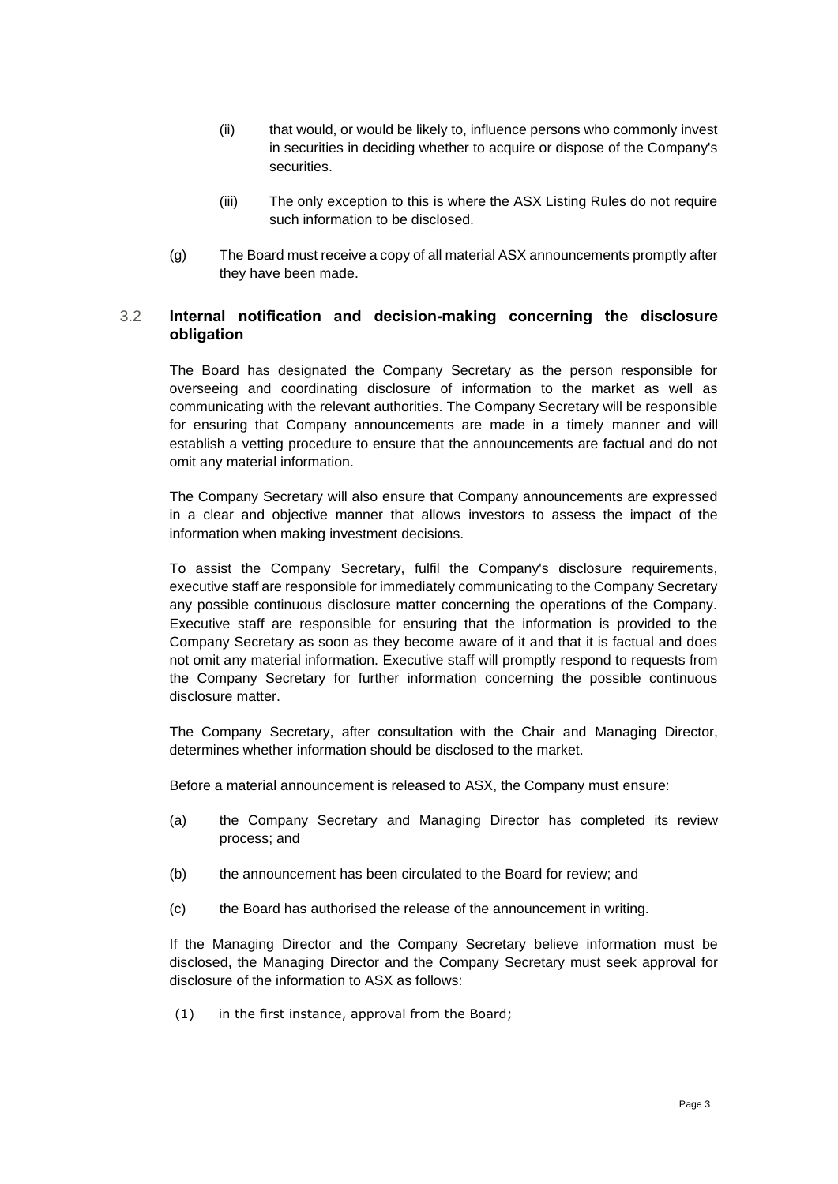(ii) that would, or would be likely to, influence persons who commonly invest in securities in deciding whether to acquire or dispose of the Company's securities.

(iii) The only exception to this is where the ASX Listing Rules do not require such information to be disclosed.

(g) The Board must receive a copy of all material ASX announcements promptly after they have been made.

### 3.2 Internal notification and decision-making concerning the disclosure obligation

The Board has designated the Company Secretary as the person responsible for overseeing and coordinating disclosure of information to the market as well as communicating with the relevant authorities. The Company Secretary will be responsible for ensuring that Company announcements are made in a timely manner and will establish a vetting procedure to ensure that the announcements are factual and do not omit any material information.

The Company Secretary will also ensure that Company announcements are expressed in a clear and objective manner that allows investors to assess the impact of the information when making investment decisions.

To assist the Company Secretary, fulfil the Company's disclosure requirements, executive staff are responsible for immediately communicating to the Company Secretary any possible continuous disclosure matter concerning the operations of the Company. Executive staff are responsible for ensuring that the information is provided to the Company Secretary as soon as they become aware of it and that it is factual and does not omit any material information. Executive staff will promptly respond to requests from the Company Secretary for further information concerning the possible continuous disclosure matter.

The Company Secretary, after consultation with the Chair and Managing Director, determines whether information should be disclosed to the market.

Before a material announcement is released to ASX, the Company must ensure:

(a) the Company Secretary and Managing Director has completed its review process; and

(b) the announcement has been circulated to the Board for review; and

(c) the Board has authorised the release of the announcement in writing.

If the Managing Director and the Company Secretary believe information must be disclosed, the Managing Director and the Company Secretary must seek approval for disclosure of the information to ASX as follows:

(1) in the first instance, approval from the Board;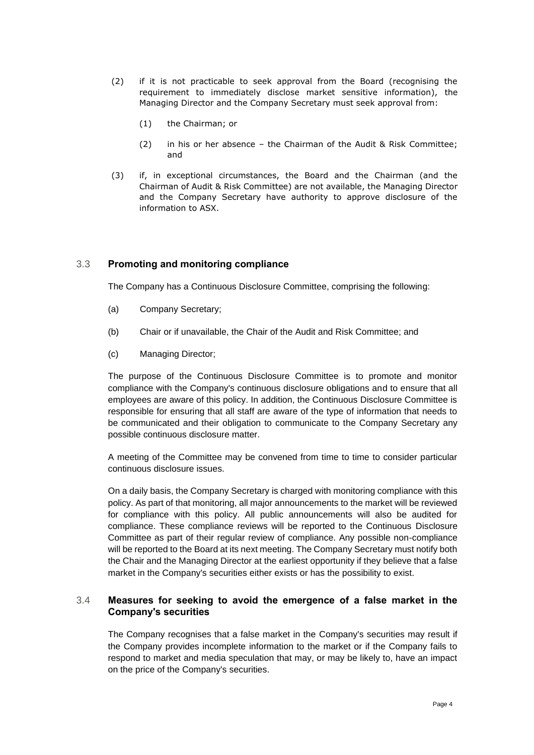(2) if it is not practicable to seek approval from the Board (recognising the requirement to immediately disclose market sensitive information), the Managing Director and the Company Secretary must seek approval from:

   (1) the Chairman; or

   (2) in his or her absence – the Chairman of the Audit & Risk Committee; and

(3) if, in exceptional circumstances, the Board and the Chairman (and the Chairman of Audit & Risk Committee) are not available, the Managing Director and the Company Secretary have authority to approve disclosure of the information to ASX.

### 3.3 Promoting and monitoring compliance

The Company has a Continuous Disclosure Committee, comprising the following:

(a) Company Secretary;

(b) Chair or if unavailable, the Chair of the Audit and Risk Committee; and

(c) Managing Director;

The purpose of the Continuous Disclosure Committee is to promote and monitor compliance with the Company's continuous disclosure obligations and to ensure that all employees are aware of this policy. In addition, the Continuous Disclosure Committee is responsible for ensuring that all staff are aware of the type of information that needs to be communicated and their obligation to communicate to the Company Secretary any possible continuous disclosure matter.

A meeting of the Committee may be convened from time to time to consider particular continuous disclosure issues.

On a daily basis, the Company Secretary is charged with monitoring compliance with this policy. As part of that monitoring, all major announcements to the market will be reviewed for compliance with this policy. All public announcements will also be audited for compliance. These compliance reviews will be reported to the Continuous Disclosure Committee as part of their regular review of compliance. Any possible non-compliance will be reported to the Board at its next meeting. The Company Secretary must notify both the Chair and the Managing Director at the earliest opportunity if they believe that a false market in the Company's securities either exists or has the possibility to exist.

### 3.4 Measures for seeking to avoid the emergence of a false market in the Company's securities

The Company recognises that a false market in the Company's securities may result if the Company provides incomplete information to the market or if the Company fails to respond to market and media speculation that may, or may be likely to, have an impact on the price of the Company's securities.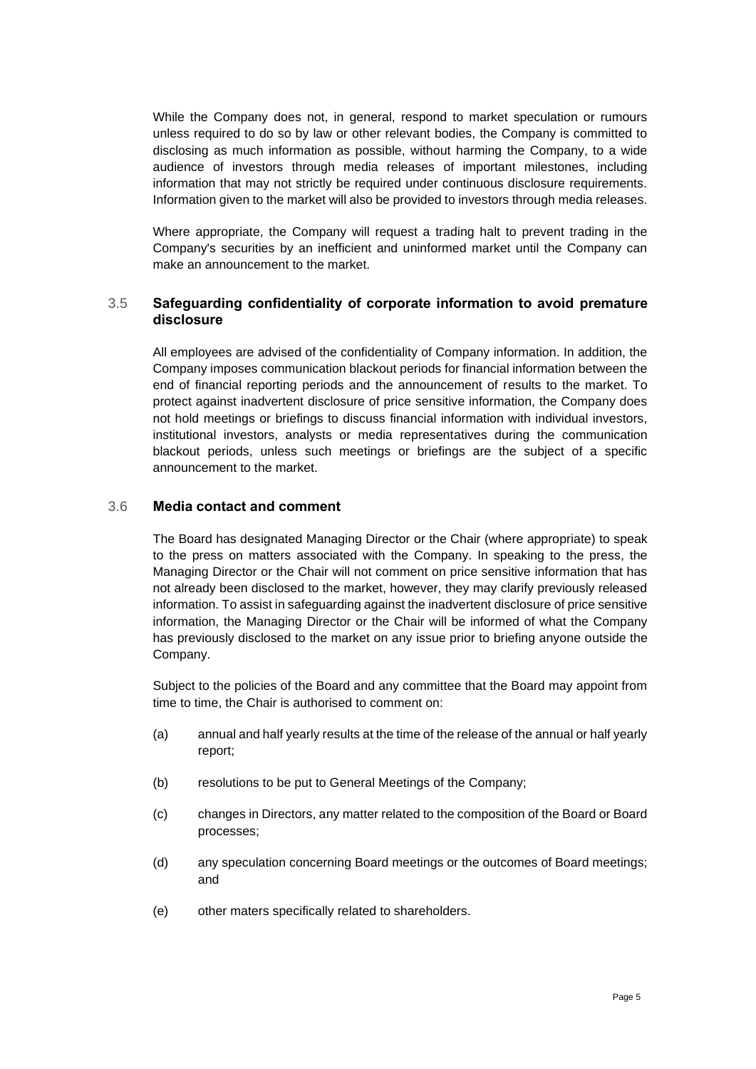While the Company does not, in general, respond to market speculation or rumours unless required to do so by law or other relevant bodies, the Company is committed to disclosing as much information as possible, without harming the Company, to a wide audience of investors through media releases of important milestones, including information that may not strictly be required under continuous disclosure requirements. Information given to the market will also be provided to investors through media releases.

Where appropriate, the Company will request a trading halt to prevent trading in the Company's securities by an inefficient and uninformed market until the Company can make an announcement to the market.

### 3.5 Safeguarding confidentiality of corporate information to avoid premature disclosure

All employees are advised of the confidentiality of Company information. In addition, the Company imposes communication blackout periods for financial information between the end of financial reporting periods and the announcement of results to the market. To protect against inadvertent disclosure of price sensitive information, the Company does not hold meetings or briefings to discuss financial information with individual investors, institutional investors, analysts or media representatives during the communication blackout periods, unless such meetings or briefings are the subject of a specific announcement to the market.

### 3.6 Media contact and comment

The Board has designated Managing Director or the Chair (where appropriate) to speak to the press on matters associated with the Company. In speaking to the press, the Managing Director or the Chair will not comment on price sensitive information that has not already been disclosed to the market, however, they may clarify previously released information. To assist in safeguarding against the inadvertent disclosure of price sensitive information, the Managing Director or the Chair will be informed of what the Company has previously disclosed to the market on any issue prior to briefing anyone outside the Company.

Subject to the policies of the Board and any committee that the Board may appoint from time to time, the Chair is authorised to comment on:

(a) annual and half yearly results at the time of the release of the annual or half yearly report;

(b) resolutions to be put to General Meetings of the Company;

(c) changes in Directors, any matter related to the composition of the Board or Board processes;

(d) any speculation concerning Board meetings or the outcomes of Board meetings; and

(e) other maters specifically related to shareholders.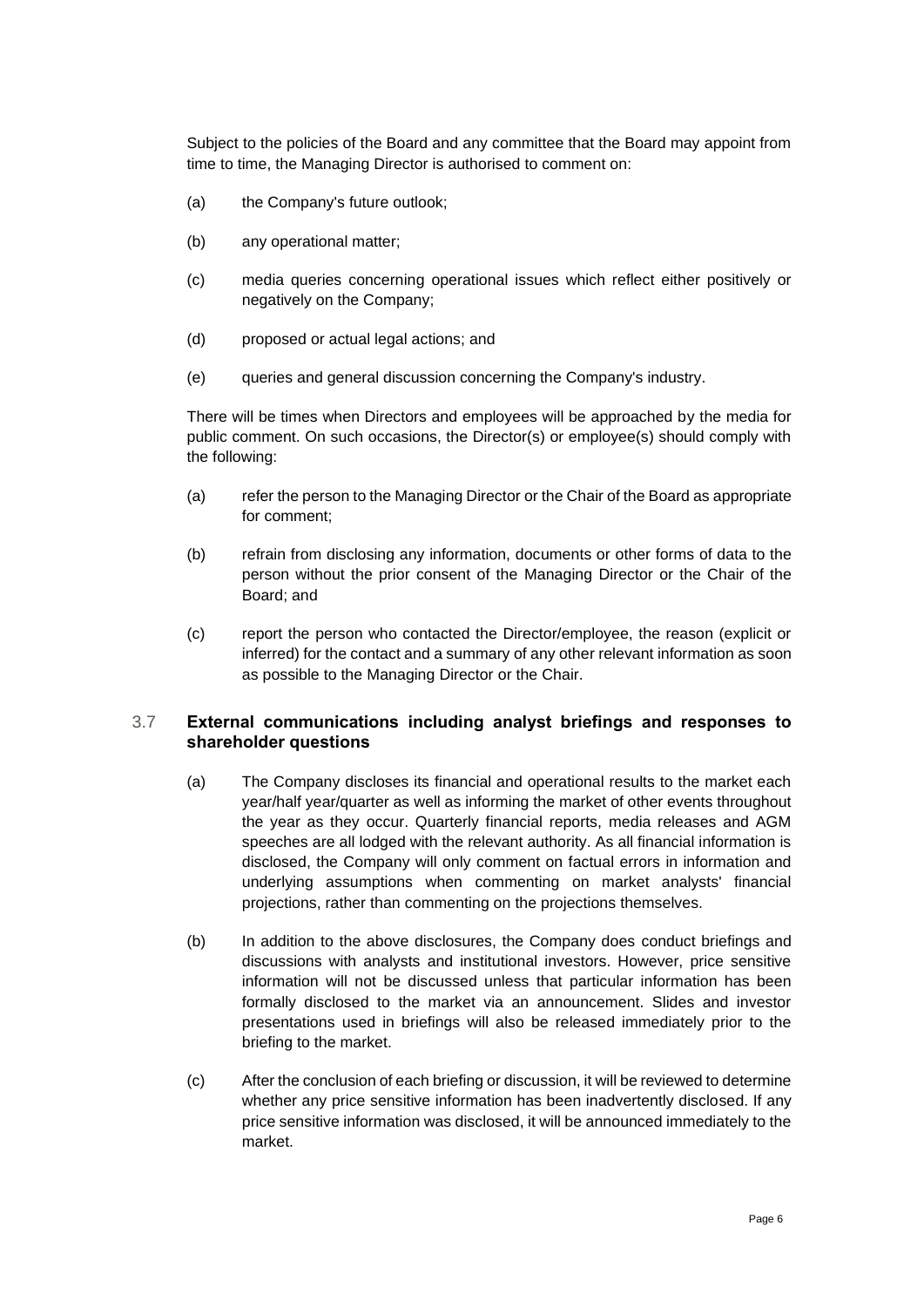Subject to the policies of the Board and any committee that the Board may appoint from time to time, the Managing Director is authorised to comment on:

(a) the Company's future outlook;

(b) any operational matter;

(c) media queries concerning operational issues which reflect either positively or negatively on the Company;

(d) proposed or actual legal actions; and

(e) queries and general discussion concerning the Company's industry.

There will be times when Directors and employees will be approached by the media for public comment. On such occasions, the Director(s) or employee(s) should comply with the following:

(a) refer the person to the Managing Director or the Chair of the Board as appropriate for comment;

(b) refrain from disclosing any information, documents or other forms of data to the person without the prior consent of the Managing Director or the Chair of the Board; and

(c) report the person who contacted the Director/employee, the reason (explicit or inferred) for the contact and a summary of any other relevant information as soon as possible to the Managing Director or the Chair.

### 3.7 External communications including analyst briefings and responses to shareholder questions

(a) The Company discloses its financial and operational results to the market each year/half year/quarter as well as informing the market of other events throughout the year as they occur. Quarterly financial reports, media releases and AGM speeches are all lodged with the relevant authority. As all financial information is disclosed, the Company will only comment on factual errors in information and underlying assumptions when commenting on market analysts' financial projections, rather than commenting on the projections themselves.

(b) In addition to the above disclosures, the Company does conduct briefings and discussions with analysts and institutional investors. However, price sensitive information will not be discussed unless that particular information has been formally disclosed to the market via an announcement. Slides and investor presentations used in briefings will also be released immediately prior to the briefing to the market.

(c) After the conclusion of each briefing or discussion, it will be reviewed to determine whether any price sensitive information has been inadvertently disclosed. If any price sensitive information was disclosed, it will be announced immediately to the market.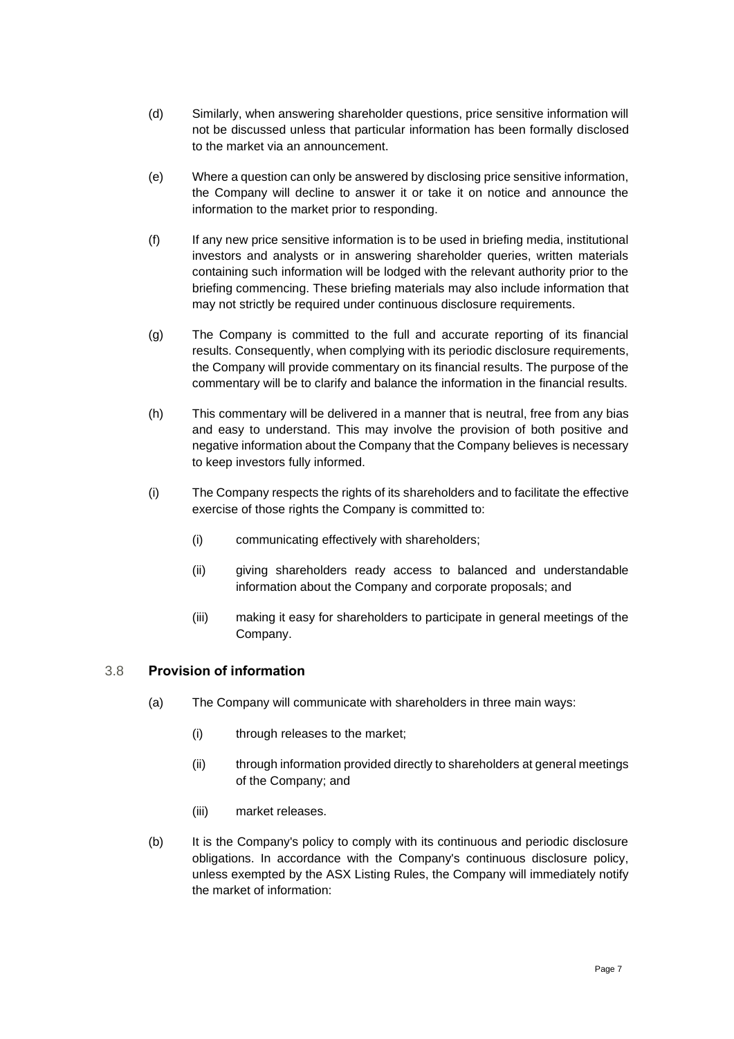(d) Similarly, when answering shareholder questions, price sensitive information will not be discussed unless that particular information has been formally disclosed to the market via an announcement.

(e) Where a question can only be answered by disclosing price sensitive information, the Company will decline to answer it or take it on notice and announce the information to the market prior to responding.

(f) If any new price sensitive information is to be used in briefing media, institutional investors and analysts or in answering shareholder queries, written materials containing such information will be lodged with the relevant authority prior to the briefing commencing. These briefing materials may also include information that may not strictly be required under continuous disclosure requirements.

(g) The Company is committed to the full and accurate reporting of its financial results. Consequently, when complying with its periodic disclosure requirements, the Company will provide commentary on its financial results. The purpose of the commentary will be to clarify and balance the information in the financial results.

(h) This commentary will be delivered in a manner that is neutral, free from any bias and easy to understand. This may involve the provision of both positive and negative information about the Company that the Company believes is necessary to keep investors fully informed.

(i) The Company respects the rights of its shareholders and to facilitate the effective exercise of those rights the Company is committed to:

    (i) communicating effectively with shareholders;

    (ii) giving shareholders ready access to balanced and understandable information about the Company and corporate proposals; and

    (iii) making it easy for shareholders to participate in general meetings of the Company.

### 3.8 **Provision of information**

(a) The Company will communicate with shareholders in three main ways:

    (i) through releases to the market;

    (ii) through information provided directly to shareholders at general meetings of the Company; and

    (iii) market releases.

(b) It is the Company's policy to comply with its continuous and periodic disclosure obligations. In accordance with the Company's continuous disclosure policy, unless exempted by the ASX Listing Rules, the Company will immediately notify the market of information: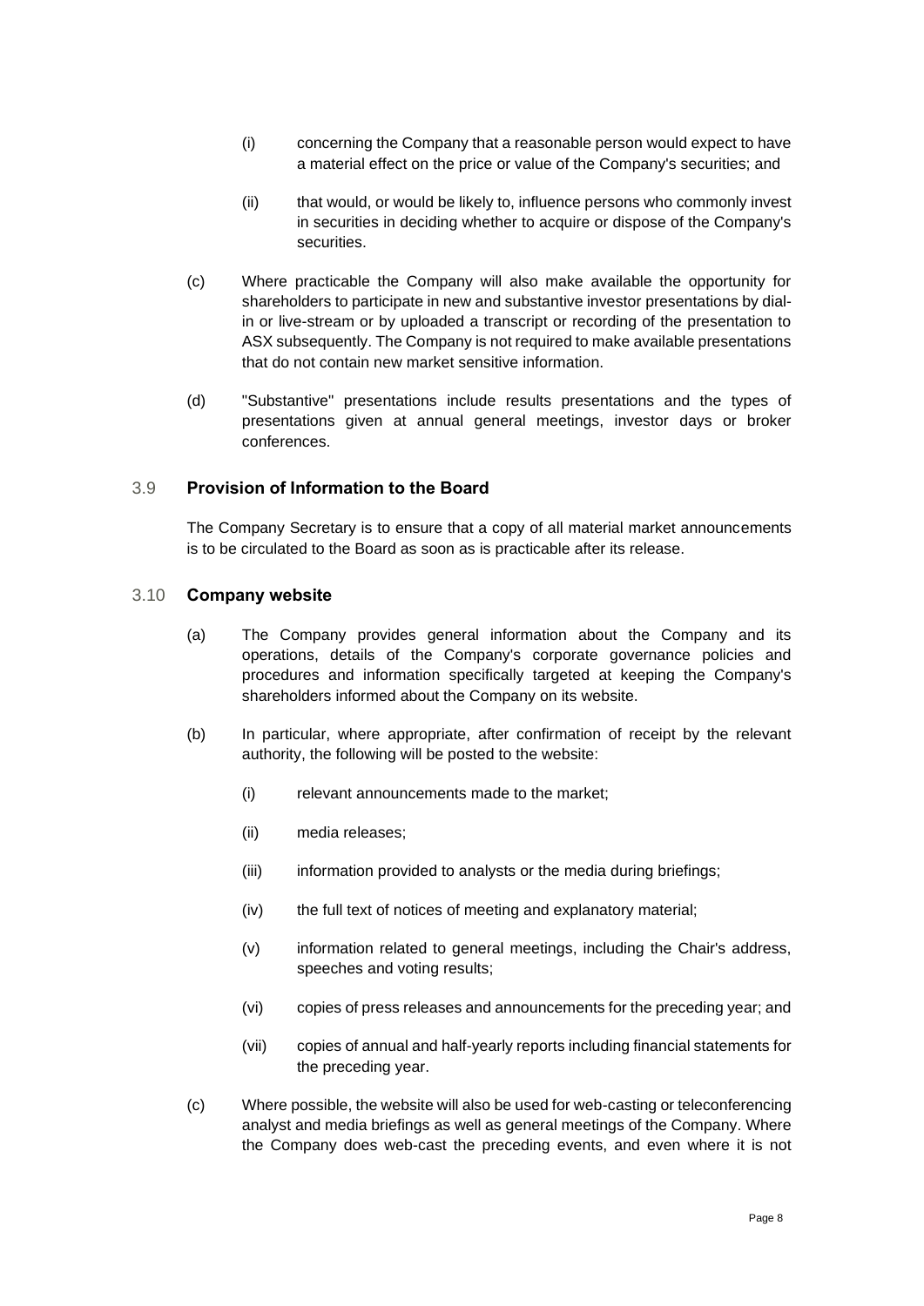(i) concerning the Company that a reasonable person would expect to have a material effect on the price or value of the Company's securities; and

(ii) that would, or would be likely to, influence persons who commonly invest in securities in deciding whether to acquire or dispose of the Company's securities.

(c) Where practicable the Company will also make available the opportunity for shareholders to participate in new and substantive investor presentations by dial-in or live-stream or by uploaded a transcript or recording of the presentation to ASX subsequently. The Company is not required to make available presentations that do not contain new market sensitive information.

(d) "Substantive" presentations include results presentations and the types of presentations given at annual general meetings, investor days or broker conferences.

### 3.9 Provision of Information to the Board

The Company Secretary is to ensure that a copy of all material market announcements is to be circulated to the Board as soon as is practicable after its release.

### 3.10 Company website

(a) The Company provides general information about the Company and its operations, details of the Company's corporate governance policies and procedures and information specifically targeted at keeping the Company's shareholders informed about the Company on its website.

(b) In particular, where appropriate, after confirmation of receipt by the relevant authority, the following will be posted to the website:

(i) relevant announcements made to the market;

(ii) media releases;

(iii) information provided to analysts or the media during briefings;

(iv) the full text of notices of meeting and explanatory material;

(v) information related to general meetings, including the Chair's address, speeches and voting results;

(vi) copies of press releases and announcements for the preceding year; and

(vii) copies of annual and half-yearly reports including financial statements for the preceding year.

(c) Where possible, the website will also be used for web-casting or teleconferencing analyst and media briefings as well as general meetings of the Company. Where the Company does web-cast the preceding events, and even where it is not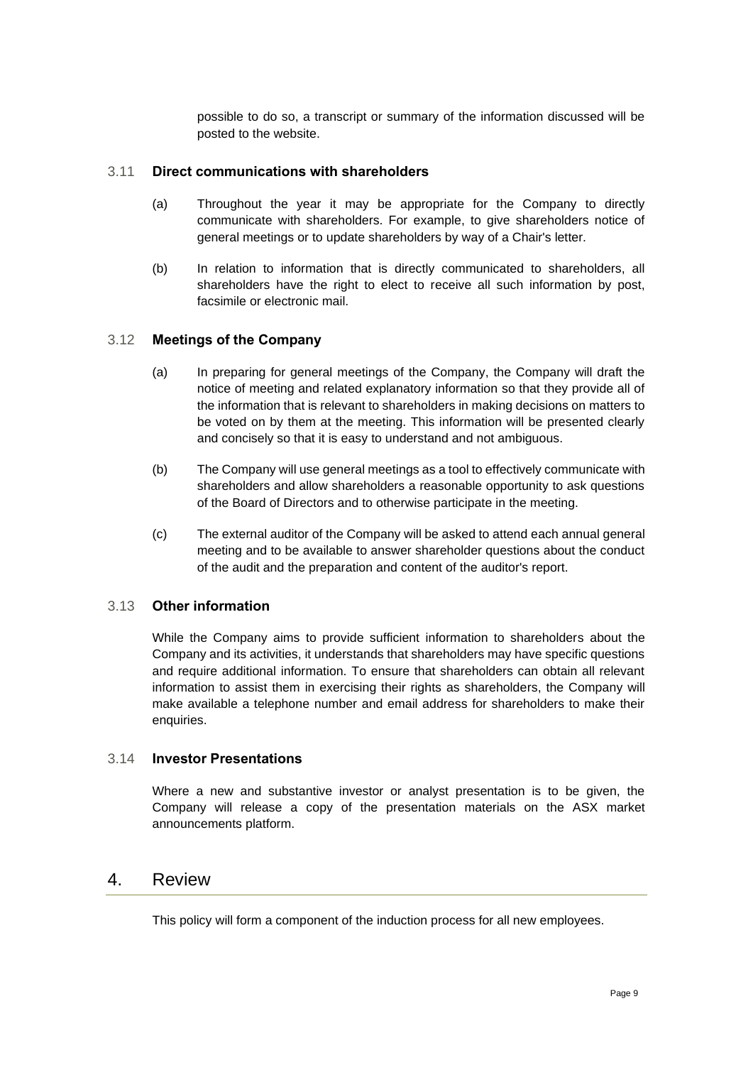possible to do so, a transcript or summary of the information discussed will be posted to the website.

### 3.11 Direct communications with shareholders

(a) Throughout the year it may be appropriate for the Company to directly communicate with shareholders. For example, to give shareholders notice of general meetings or to update shareholders by way of a Chair's letter.

(b) In relation to information that is directly communicated to shareholders, all shareholders have the right to elect to receive all such information by post, facsimile or electronic mail.

### 3.12 Meetings of the Company

(a) In preparing for general meetings of the Company, the Company will draft the notice of meeting and related explanatory information so that they provide all of the information that is relevant to shareholders in making decisions on matters to be voted on by them at the meeting. This information will be presented clearly and concisely so that it is easy to understand and not ambiguous.

(b) The Company will use general meetings as a tool to effectively communicate with shareholders and allow shareholders a reasonable opportunity to ask questions of the Board of Directors and to otherwise participate in the meeting.

(c) The external auditor of the Company will be asked to attend each annual general meeting and to be available to answer shareholder questions about the conduct of the audit and the preparation and content of the auditor's report.

### 3.13 Other information

While the Company aims to provide sufficient information to shareholders about the Company and its activities, it understands that shareholders may have specific questions and require additional information. To ensure that shareholders can obtain all relevant information to assist them in exercising their rights as shareholders, the Company will make available a telephone number and email address for shareholders to make their enquiries.

### 3.14 Investor Presentations

Where a new and substantive investor or analyst presentation is to be given, the Company will release a copy of the presentation materials on the ASX market announcements platform.

## 4. Review

This policy will form a component of the induction process for all new employees.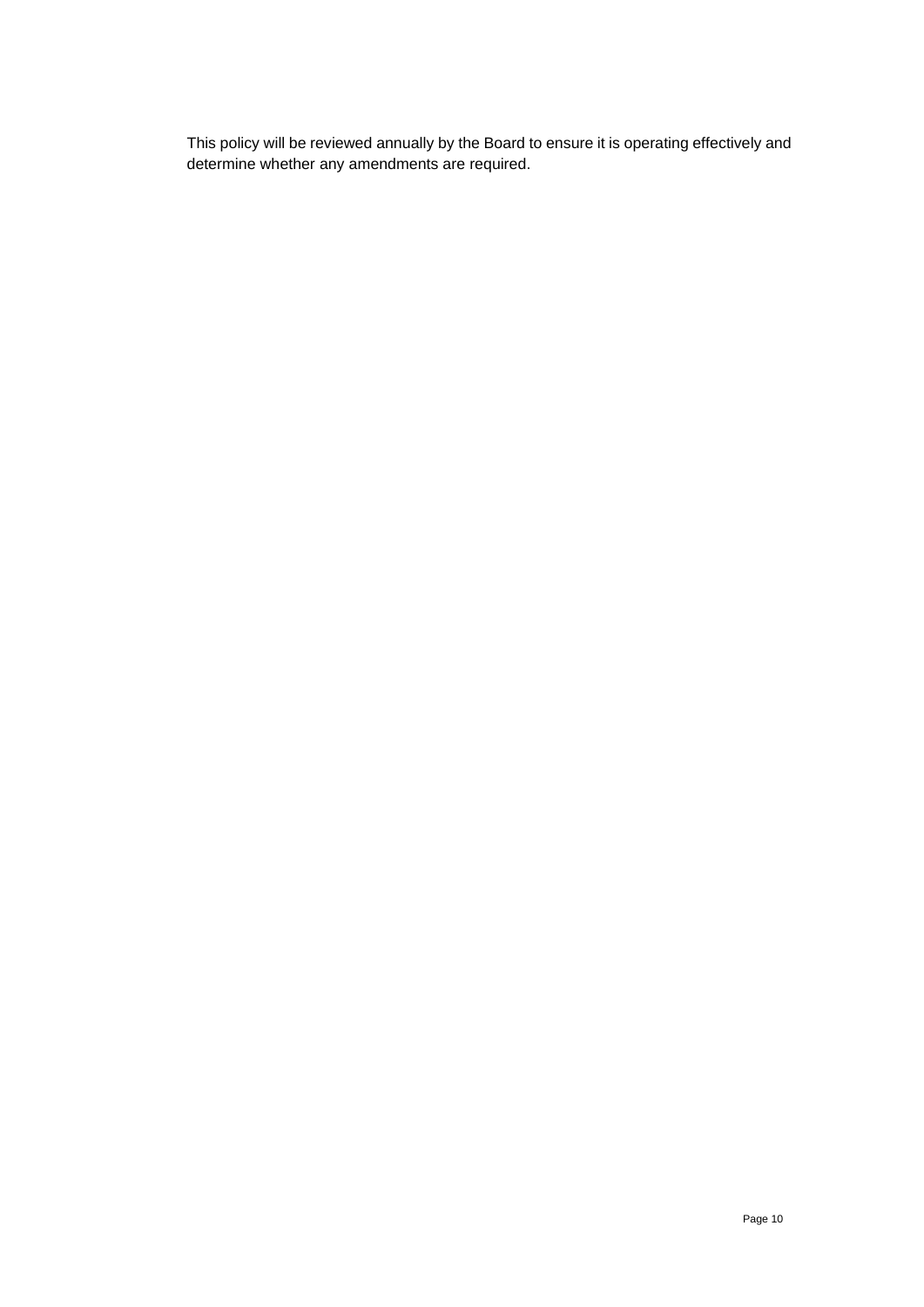This policy will be reviewed annually by the Board to ensure it is operating effectively and determine whether any amendments are required.